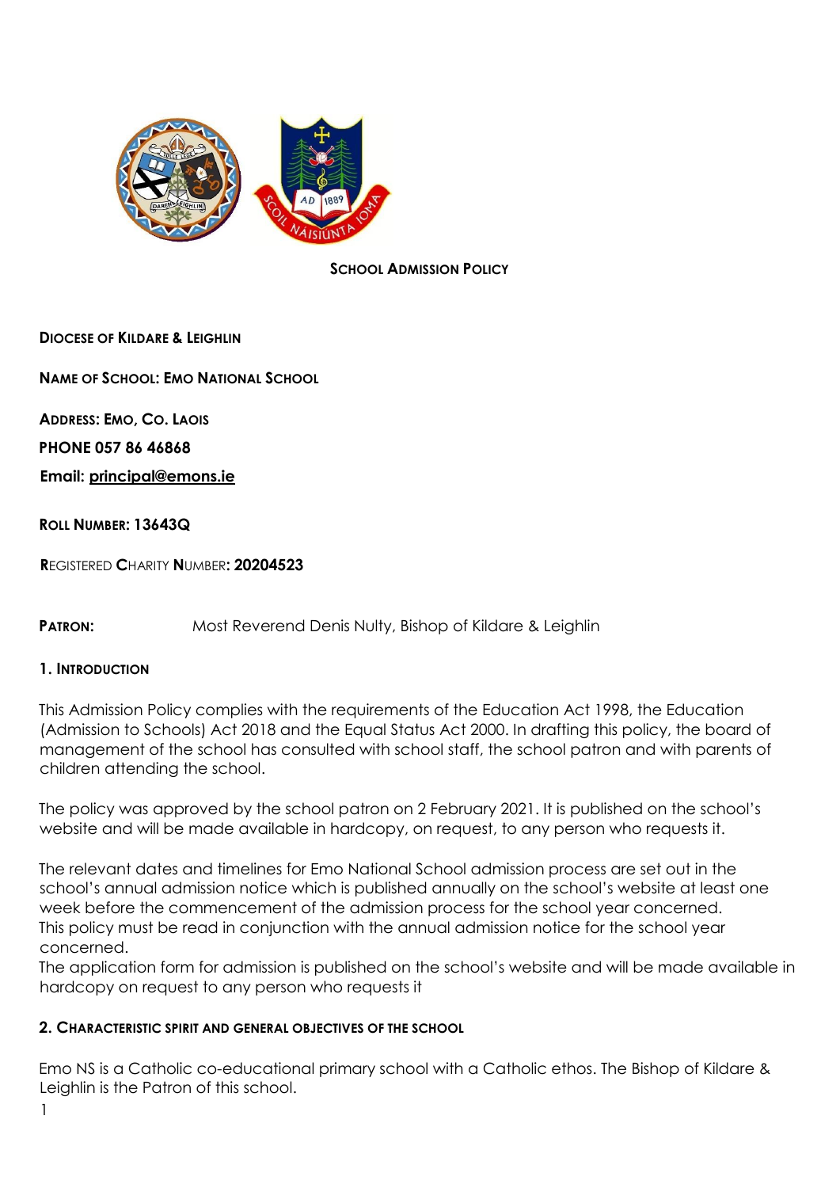**SCHOOL ADMISSION POLICY**

**DIOCESE OF KILDARE & LEIGHLIN**

**NAME OF SCHOOL: EMO NATIONAL SCHOOL**

**ADDRESS: EMO, CO. LAOIS**

**PHONE 057 86 46868**

**Email: principal@emons.ie**

**ROLL NUMBER: 13643Q**

**REGISTERED CHARITY NUMBER: 20204523**

**PATRON:** Most Reverend Denis Nulty, Bishop of Kildare & Leighlin

## 1. INTRODUCTION

This Admission Policy complies with the requirements of the Education Act 1998, the Education (Admission to Schools) Act 2018 and the Equal Status Act 2000. In drafting this policy, the board of management of the school has consulted with school staff, the school patron and with parents of children attending the school.

The policy was approved by the school patron on 2 February 2021. It is published on the school's website and will be made available in hardcopy, on request, to any person who requests it.

The relevant dates and timelines for Emo National School admission process are set out in the school's annual admission notice which is published annually on the school's website at least one week before the commencement of the admission process for the school year concerned.
This policy must be read in conjunction with the annual admission notice for the school year concerned.
The application form for admission is published on the school's website and will be made available in hardcopy on request to any person who requests it

## 2. CHARACTERISTIC SPIRIT AND GENERAL OBJECTIVES OF THE SCHOOL

Emo NS is a Catholic co-educational primary school with a Catholic ethos. The Bishop of Kildare & Leighlin is the Patron of this school.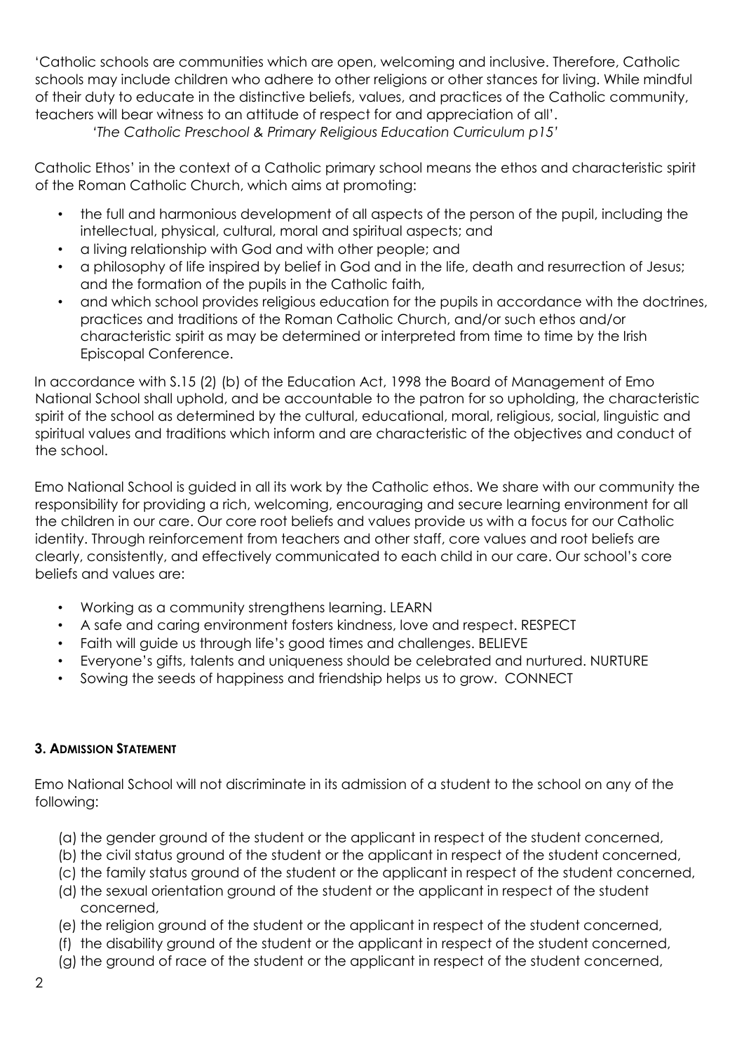'Catholic schools are communities which are open, welcoming and inclusive. Therefore, Catholic schools may include children who adhere to other religions or other stances for living. While mindful of their duty to educate in the distinctive beliefs, values, and practices of the Catholic community, teachers will bear witness to an attitude of respect for and appreciation of all'.

*'The Catholic Preschool & Primary Religious Education Curriculum p15'*

Catholic Ethos' in the context of a Catholic primary school means the ethos and characteristic spirit of the Roman Catholic Church, which aims at promoting:

- the full and harmonious development of all aspects of the person of the pupil, including the intellectual, physical, cultural, moral and spiritual aspects; and
- a living relationship with God and with other people; and
- a philosophy of life inspired by belief in God and in the life, death and resurrection of Jesus; and the formation of the pupils in the Catholic faith,
- and which school provides religious education for the pupils in accordance with the doctrines, practices and traditions of the Roman Catholic Church, and/or such ethos and/or characteristic spirit as may be determined or interpreted from time to time by the Irish Episcopal Conference.

In accordance with S.15 (2) (b) of the Education Act, 1998 the Board of Management of Emo National School shall uphold, and be accountable to the patron for so upholding, the characteristic spirit of the school as determined by the cultural, educational, moral, religious, social, linguistic and spiritual values and traditions which inform and are characteristic of the objectives and conduct of the school.

Emo National School is guided in all its work by the Catholic ethos. We share with our community the responsibility for providing a rich, welcoming, encouraging and secure learning environment for all the children in our care. Our core root beliefs and values provide us with a focus for our Catholic identity. Through reinforcement from teachers and other staff, core values and root beliefs are clearly, consistently, and effectively communicated to each child in our care. Our school's core beliefs and values are:

- Working as a community strengthens learning. LEARN
- A safe and caring environment fosters kindness, love and respect. RESPECT
- Faith will guide us through life's good times and challenges. BELIEVE
- Everyone's gifts, talents and uniqueness should be celebrated and nurtured. NURTURE
- Sowing the seeds of happiness and friendship helps us to grow. CONNECT

## 3. Admission Statement

Emo National School will not discriminate in its admission of a student to the school on any of the following:

(a) the gender ground of the student or the applicant in respect of the student concerned,
(b) the civil status ground of the student or the applicant in respect of the student concerned,
(c) the family status ground of the student or the applicant in respect of the student concerned,
(d) the sexual orientation ground of the student or the applicant in respect of the student concerned,
(e) the religion ground of the student or the applicant in respect of the student concerned,
(f) the disability ground of the student or the applicant in respect of the student concerned,
(g) the ground of race of the student or the applicant in respect of the student concerned,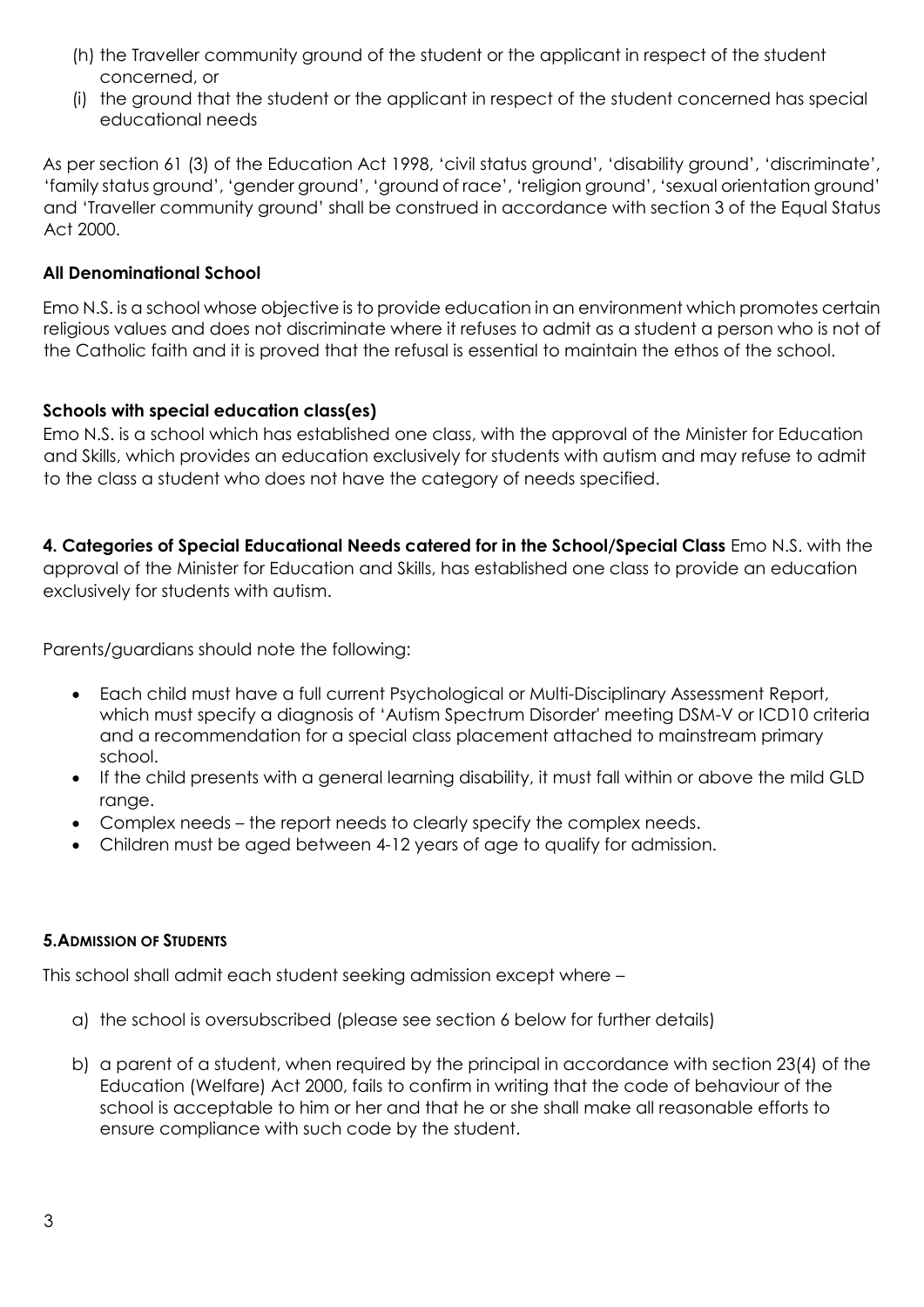(h) the Traveller community ground of the student or the applicant in respect of the student concerned, or
(i) the ground that the student or the applicant in respect of the student concerned has special educational needs

As per section 61 (3) of the Education Act 1998, 'civil status ground', 'disability ground', 'discriminate', 'family status ground', 'gender ground', 'ground of race', 'religion ground', 'sexual orientation ground' and 'Traveller community ground' shall be construed in accordance with section 3 of the Equal Status Act 2000.

**All Denominational School**

Emo N.S. is a school whose objective is to provide education in an environment which promotes certain religious values and does not discriminate where it refuses to admit as a student a person who is not of the Catholic faith and it is proved that the refusal is essential to maintain the ethos of the school.

**Schools with special education class(es)**

Emo N.S. is a school which has established one class, with the approval of the Minister for Education and Skills, which provides an education exclusively for students with autism and may refuse to admit to the class a student who does not have the category of needs specified.

**4. Categories of Special Educational Needs catered for in the School/Special Class** Emo N.S. with the approval of the Minister for Education and Skills, has established one class to provide an education exclusively for students with autism.

Parents/guardians should note the following:

- Each child must have a full current Psychological or Multi-Disciplinary Assessment Report, which must specify a diagnosis of 'Autism Spectrum Disorder' meeting DSM-V or ICD10 criteria and a recommendation for a special class placement attached to mainstream primary school.
- If the child presents with a general learning disability, it must fall within or above the mild GLD range.
- Complex needs – the report needs to clearly specify the complex needs.
- Children must be aged between 4-12 years of age to qualify for admission.

**5. ADMISSION OF STUDENTS**

This school shall admit each student seeking admission except where –

a) the school is oversubscribed (please see section 6 below for further details)

b) a parent of a student, when required by the principal in accordance with section 23(4) of the Education (Welfare) Act 2000, fails to confirm in writing that the code of behaviour of the school is acceptable to him or her and that he or she shall make all reasonable efforts to ensure compliance with such code by the student.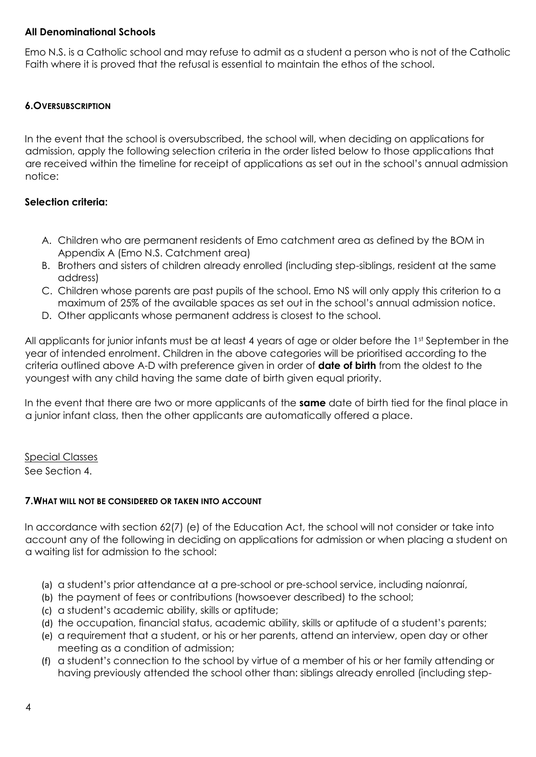**All Denominational Schools**

Emo N.S. is a Catholic school and may refuse to admit as a student a person who is not of the Catholic Faith where it is proved that the refusal is essential to maintain the ethos of the school.

### 6. OVERSUBSCRIPTION

In the event that the school is oversubscribed, the school will, when deciding on applications for admission, apply the following selection criteria in the order listed below to those applications that are received within the timeline for receipt of applications as set out in the school's annual admission notice:

**Selection criteria:**

A. Children who are permanent residents of Emo catchment area as defined by the BOM in Appendix A (Emo N.S. Catchment area)
B. Brothers and sisters of children already enrolled (including step-siblings, resident at the same address)
C. Children whose parents are past pupils of the school. Emo NS will only apply this criterion to a maximum of 25% of the available spaces as set out in the school's annual admission notice.
D. Other applicants whose permanent address is closest to the school.

All applicants for junior infants must be at least 4 years of age or older before the 1st September in the year of intended enrolment. Children in the above categories will be prioritised according to the criteria outlined above A-D with preference given in order of **date of birth** from the oldest to the youngest with any child having the same date of birth given equal priority.

In the event that there are two or more applicants of the **same** date of birth tied for the final place in a junior infant class, then the other applicants are automatically offered a place.

Special Classes
See Section 4.

### 7. WHAT WILL NOT BE CONSIDERED OR TAKEN INTO ACCOUNT

In accordance with section 62(7) (e) of the Education Act, the school will not consider or take into account any of the following in deciding on applications for admission or when placing a student on a waiting list for admission to the school:

(a) a student's prior attendance at a pre-school or pre-school service, including naíonraí,
(b) the payment of fees or contributions (howsoever described) to the school;
(c) a student's academic ability, skills or aptitude;
(d) the occupation, financial status, academic ability, skills or aptitude of a student's parents;
(e) a requirement that a student, or his or her parents, attend an interview, open day or other meeting as a condition of admission;
(f) a student's connection to the school by virtue of a member of his or her family attending or having previously attended the school other than: siblings already enrolled (including step-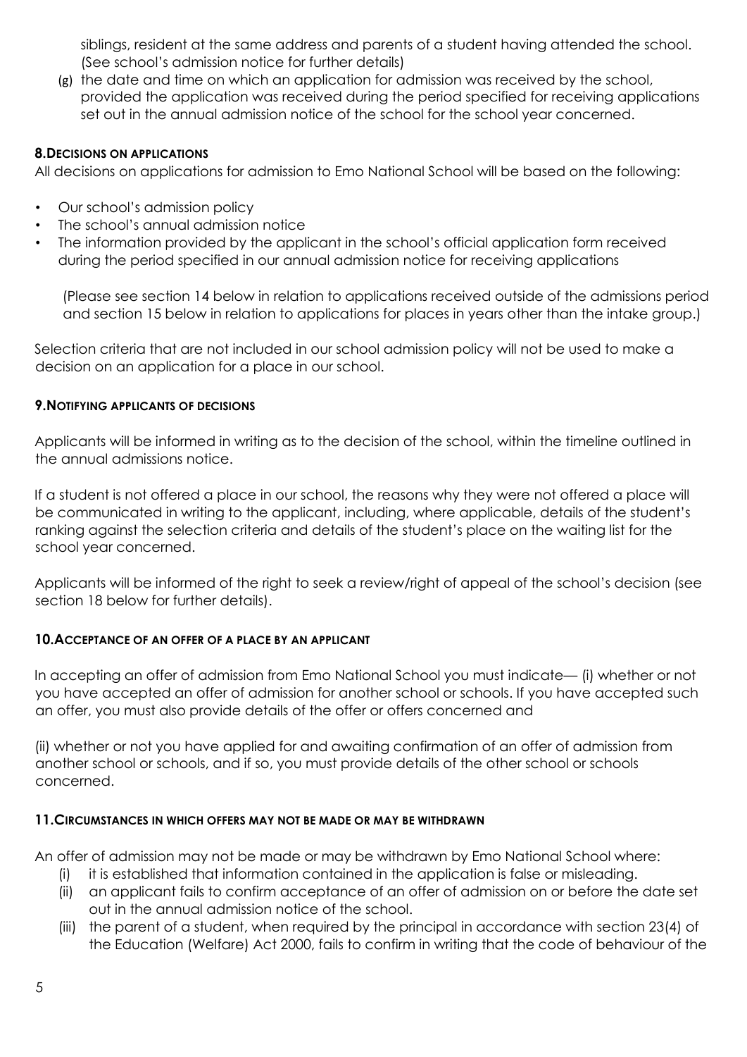siblings, resident at the same address and parents of a student having attended the school. (See school's admission notice for further details)

(g) the date and time on which an application for admission was received by the school, provided the application was received during the period specified for receiving applications set out in the annual admission notice of the school for the school year concerned.

## 8. Decisions on applications

All decisions on applications for admission to Emo National School will be based on the following:

- Our school's admission policy
- The school's annual admission notice
- The information provided by the applicant in the school's official application form received during the period specified in our annual admission notice for receiving applications

(Please see section 14 below in relation to applications received outside of the admissions period and section 15 below in relation to applications for places in years other than the intake group.)

Selection criteria that are not included in our school admission policy will not be used to make a decision on an application for a place in our school.

## 9. Notifying applicants of decisions

Applicants will be informed in writing as to the decision of the school, within the timeline outlined in the annual admissions notice.

If a student is not offered a place in our school, the reasons why they were not offered a place will be communicated in writing to the applicant, including, where applicable, details of the student's ranking against the selection criteria and details of the student's place on the waiting list for the school year concerned.

Applicants will be informed of the right to seek a review/right of appeal of the school's decision (see section 18 below for further details).

## 10. Acceptance of an offer of a place by an applicant

In accepting an offer of admission from Emo National School you must indicate— (i) whether or not you have accepted an offer of admission for another school or schools. If you have accepted such an offer, you must also provide details of the offer or offers concerned and

(ii) whether or not you have applied for and awaiting confirmation of an offer of admission from another school or schools, and if so, you must provide details of the other school or schools concerned.

## 11. Circumstances in which offers may not be made or may be withdrawn

An offer of admission may not be made or may be withdrawn by Emo National School where:

(i) it is established that information contained in the application is false or misleading.

(ii) an applicant fails to confirm acceptance of an offer of admission on or before the date set out in the annual admission notice of the school.

(iii) the parent of a student, when required by the principal in accordance with section 23(4) of the Education (Welfare) Act 2000, fails to confirm in writing that the code of behaviour of the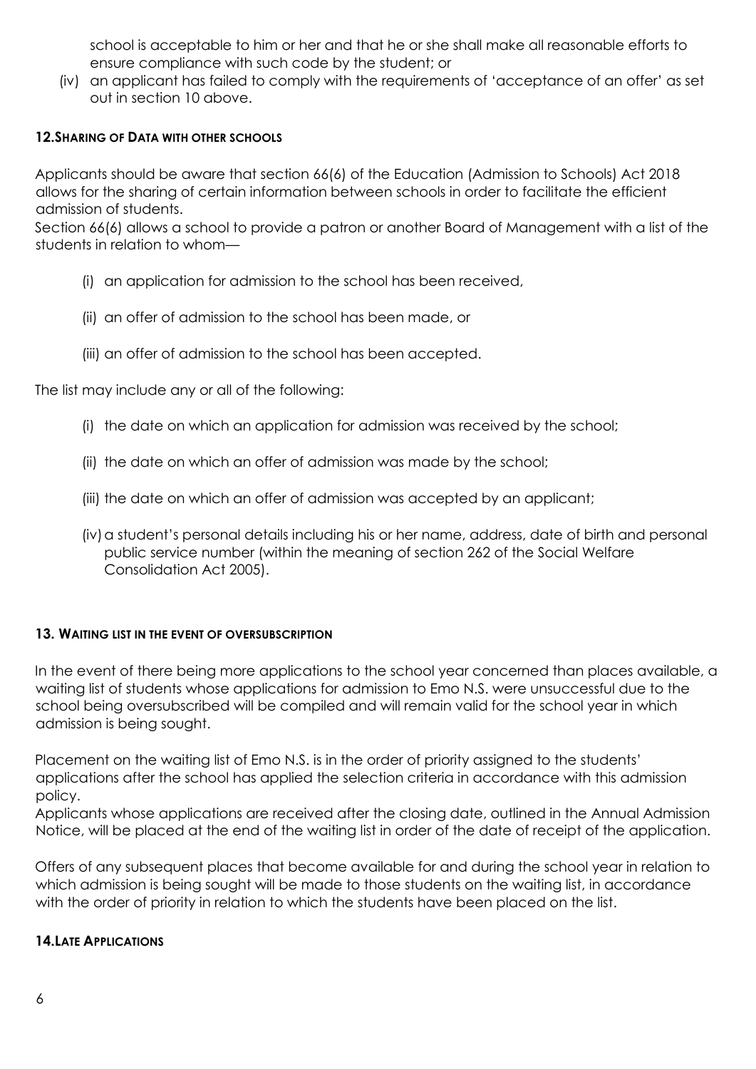school is acceptable to him or her and that he or she shall make all reasonable efforts to ensure compliance with such code by the student; or

(iv) an applicant has failed to comply with the requirements of 'acceptance of an offer' as set out in section 10 above.

### 12. SHARING OF DATA WITH OTHER SCHOOLS

Applicants should be aware that section 66(6) of the Education (Admission to Schools) Act 2018 allows for the sharing of certain information between schools in order to facilitate the efficient admission of students.

Section 66(6) allows a school to provide a patron or another Board of Management with a list of the students in relation to whom—

(i) an application for admission to the school has been received,

(ii) an offer of admission to the school has been made, or

(iii) an offer of admission to the school has been accepted.

The list may include any or all of the following:

(i) the date on which an application for admission was received by the school;

(ii) the date on which an offer of admission was made by the school;

(iii) the date on which an offer of admission was accepted by an applicant;

(iv) a student's personal details including his or her name, address, date of birth and personal public service number (within the meaning of section 262 of the Social Welfare Consolidation Act 2005).

### 13. WAITING LIST IN THE EVENT OF OVERSUBSCRIPTION

In the event of there being more applications to the school year concerned than places available, a waiting list of students whose applications for admission to Emo N.S. were unsuccessful due to the school being oversubscribed will be compiled and will remain valid for the school year in which admission is being sought.

Placement on the waiting list of Emo N.S. is in the order of priority assigned to the students' applications after the school has applied the selection criteria in accordance with this admission policy.

Applicants whose applications are received after the closing date, outlined in the Annual Admission Notice, will be placed at the end of the waiting list in order of the date of receipt of the application.

Offers of any subsequent places that become available for and during the school year in relation to which admission is being sought will be made to those students on the waiting list, in accordance with the order of priority in relation to which the students have been placed on the list.

### 14. LATE APPLICATIONS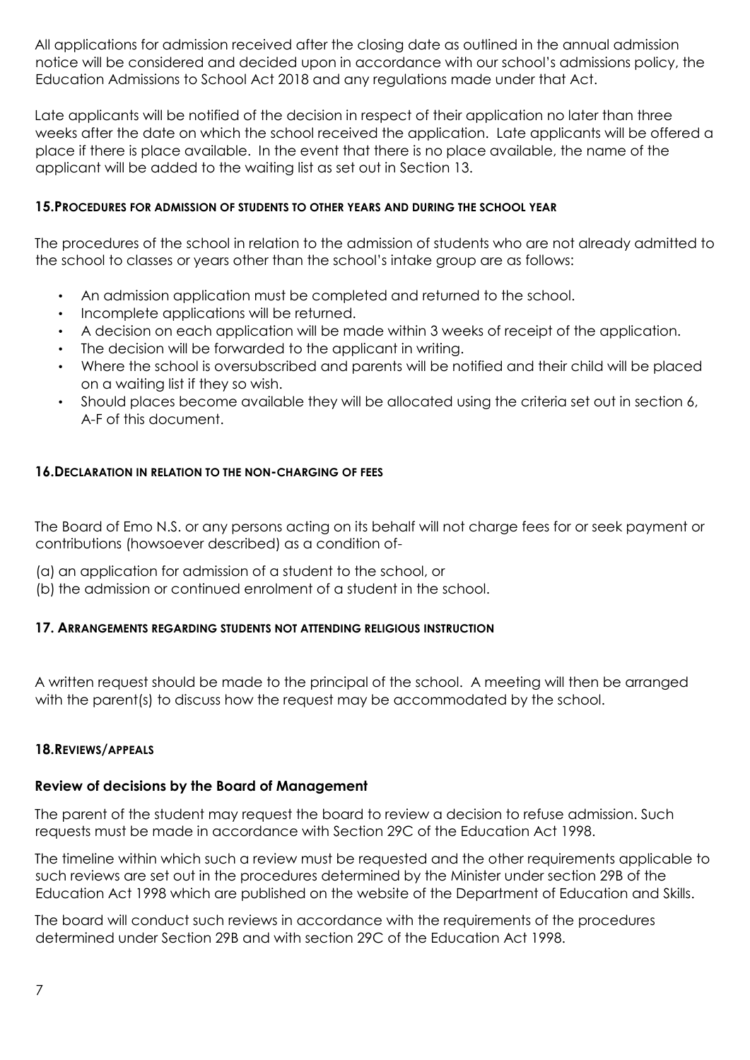All applications for admission received after the closing date as outlined in the annual admission notice will be considered and decided upon in accordance with our school's admissions policy, the Education Admissions to School Act 2018 and any regulations made under that Act.

Late applicants will be notified of the decision in respect of their application no later than three weeks after the date on which the school received the application. Late applicants will be offered a place if there is place available. In the event that there is no place available, the name of the applicant will be added to the waiting list as set out in Section 13.

### 15. Procedures for admission of students to other years and during the school year

The procedures of the school in relation to the admission of students who are not already admitted to the school to classes or years other than the school's intake group are as follows:

- An admission application must be completed and returned to the school.
- Incomplete applications will be returned.
- A decision on each application will be made within 3 weeks of receipt of the application.
- The decision will be forwarded to the applicant in writing.
- Where the school is oversubscribed and parents will be notified and their child will be placed on a waiting list if they so wish.
- Should places become available they will be allocated using the criteria set out in section 6, A-F of this document.

### 16. Declaration in relation to the non-charging of fees

The Board of Emo N.S. or any persons acting on its behalf will not charge fees for or seek payment or contributions (howsoever described) as a condition of-

(a) an application for admission of a student to the school, or
(b) the admission or continued enrolment of a student in the school.

### 17. Arrangements regarding students not attending religious instruction

A written request should be made to the principal of the school. A meeting will then be arranged with the parent(s) to discuss how the request may be accommodated by the school.

### 18. Reviews/appeals

**Review of decisions by the Board of Management**

The parent of the student may request the board to review a decision to refuse admission. Such requests must be made in accordance with Section 29C of the Education Act 1998.

The timeline within which such a review must be requested and the other requirements applicable to such reviews are set out in the procedures determined by the Minister under section 29B of the Education Act 1998 which are published on the website of the Department of Education and Skills.

The board will conduct such reviews in accordance with the requirements of the procedures determined under Section 29B and with section 29C of the Education Act 1998.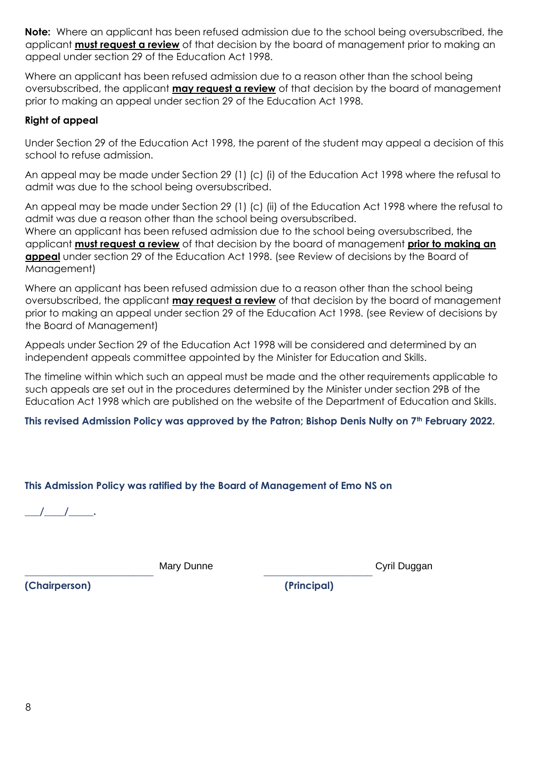**Note:** Where an applicant has been refused admission due to the school being oversubscribed, the applicant **must request a review** of that decision by the board of management prior to making an appeal under section 29 of the Education Act 1998.

Where an applicant has been refused admission due to a reason other than the school being oversubscribed, the applicant **may request a review** of that decision by the board of management prior to making an appeal under section 29 of the Education Act 1998.

**Right of appeal**

Under Section 29 of the Education Act 1998, the parent of the student may appeal a decision of this school to refuse admission.

An appeal may be made under Section 29 (1) (c) (i) of the Education Act 1998 where the refusal to admit was due to the school being oversubscribed.

An appeal may be made under Section 29 (1) (c) (ii) of the Education Act 1998 where the refusal to admit was due a reason other than the school being oversubscribed.
Where an applicant has been refused admission due to the school being oversubscribed, the applicant **must request a review** of that decision by the board of management **prior to making an appeal** under section 29 of the Education Act 1998. (see Review of decisions by the Board of Management)

Where an applicant has been refused admission due to a reason other than the school being oversubscribed, the applicant **may request a review** of that decision by the board of management prior to making an appeal under section 29 of the Education Act 1998. (see Review of decisions by the Board of Management)

Appeals under Section 29 of the Education Act 1998 will be considered and determined by an independent appeals committee appointed by the Minister for Education and Skills.

The timeline within which such an appeal must be made and the other requirements applicable to such appeals are set out in the procedures determined by the Minister under section 29B of the Education Act 1998 which are published on the website of the Department of Education and Skills.

**This revised Admission Policy was approved by the Patron; Bishop Denis Nulty on 7th February 2022.**

**This Admission Policy was ratified by the Board of Management of Emo NS on**

___/____/_____.

________________________ Mary Dunne  ____________________ Cyril Duggan

**(Chairperson)** **(Principal)**